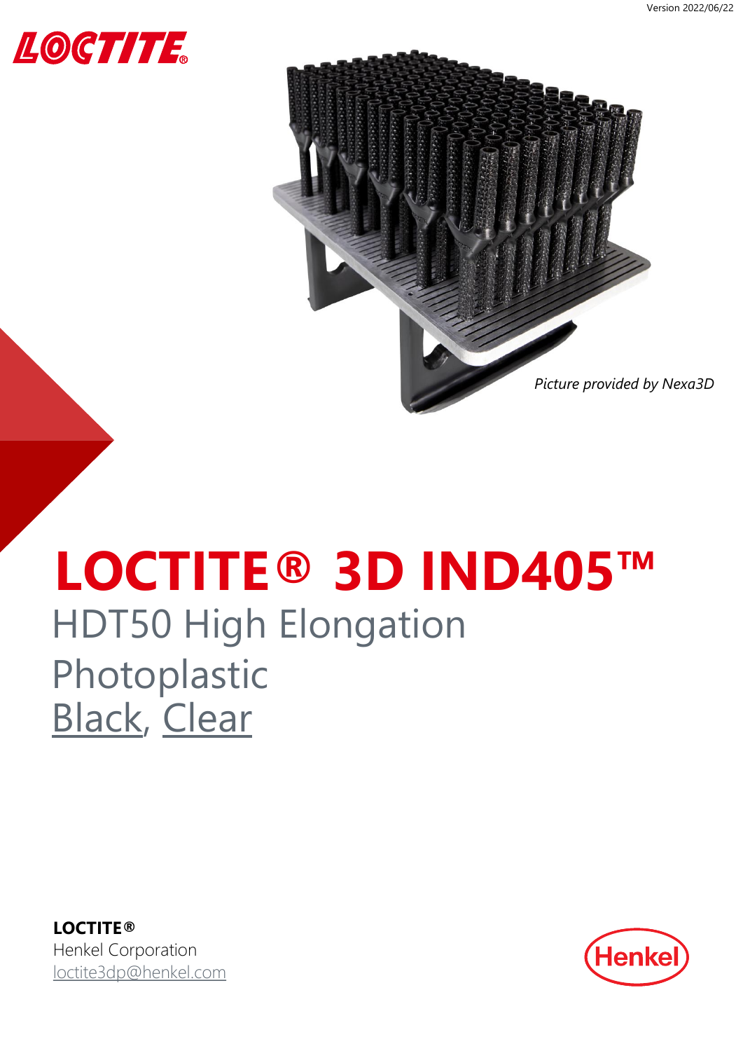Version 2022/06/22

*Picture provided by Nexa3D*

# LOCTITE® 3D IND405™

## HDT50 High Elongation Photoplastic

## Black, Clear

**LOCTITE®**
Henkel Corporation
loctite3dp@henkel.com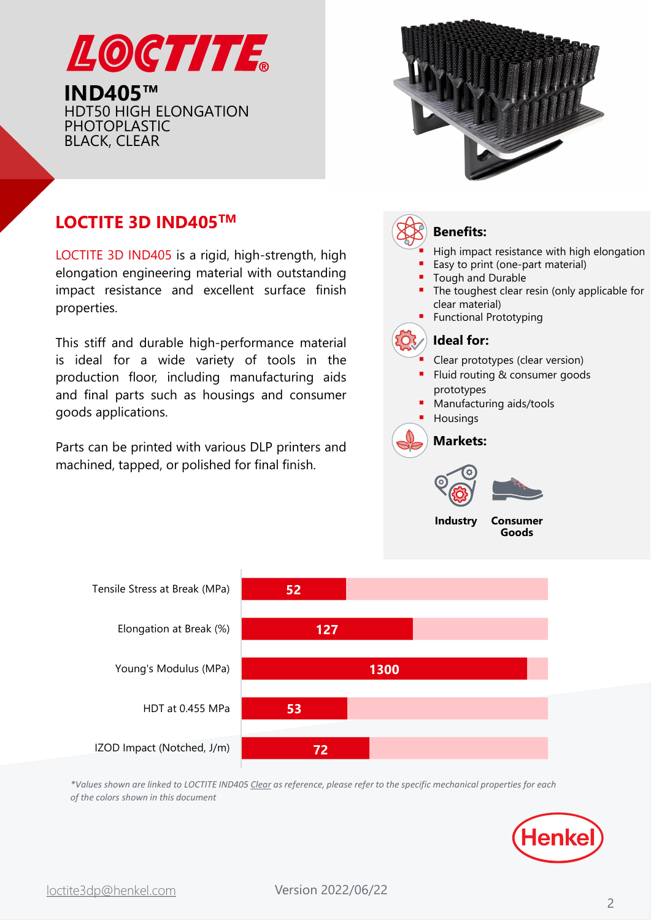# LOCTITE

**IND405™**
HDT50 HIGH ELONGATION PHOTOPLASTIC
BLACK, CLEAR

## LOCTITE 3D IND405™

LOCTITE 3D IND405 is a rigid, high-strength, high elongation engineering material with outstanding impact resistance and excellent surface finish properties.

This stiff and durable high-performance material is ideal for a wide variety of tools in the production floor, including manufacturing aids and final parts such as housings and consumer goods applications.

Parts can be printed with various DLP printers and machined, tapped, or polished for final finish.

### Benefits:

- High impact resistance with high elongation
- Easy to print (one-part material)
- Tough and Durable
- The toughest clear resin (only applicable for clear material)
- Functional Prototyping

### Ideal for:

- Clear prototypes (clear version)
- Fluid routing & consumer goods prototypes
- Manufacturing aids/tools
- Housings

### Markets:

**Industry** | **Consumer Goods**

| Property | Value |
| --- | --- |
| Tensile Stress at Break (MPa) | 52 |
| Elongation at Break (%) | 127 |
| Young's Modulus (MPa) | 1300 |
| HDT at 0.455 MPa | 53 |
| IZOD Impact (Notched, J/m) | 72 |

*\*Values shown are linked to LOCTITE IND405 Clear as reference, please refer to the specific mechanical properties for each of the colors shown in this document*

Henkel

loctite3dp@henkel.com

Version 2022/06/22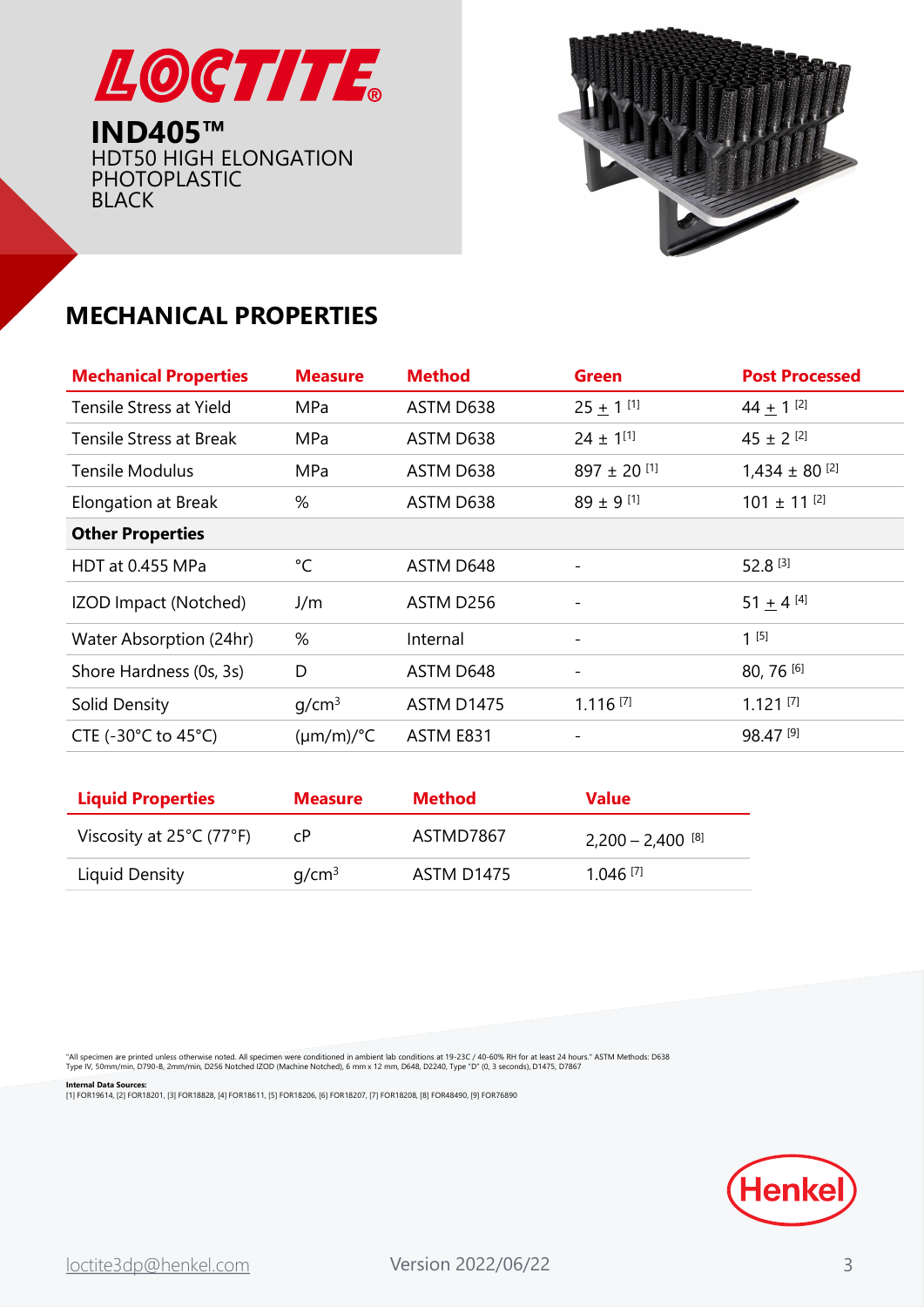# LOCTITE

## IND405™

HDT50 HIGH ELONGATION PHOTOPLASTIC BLACK

## MECHANICAL PROPERTIES

| Mechanical Properties | Measure | Method | Green | Post Processed |
|---|---|---|---|---|
| Tensile Stress at Yield | MPa | ASTM D638 | 25 ± 1 [1] | 44 ± 1 [2] |
| Tensile Stress at Break | MPa | ASTM D638 | 24 ± 1[1] | 45 ± 2 [2] |
| Tensile Modulus | MPa | ASTM D638 | 897 ± 20 [1] | 1,434 ± 80 [2] |
| Elongation at Break | % | ASTM D638 | 89 ± 9 [1] | 101 ± 11 [2] |
| **Other Properties** | | | | |
| HDT at 0.455 MPa | °C | ASTM D648 | - | 52.8 [3] |
| IZOD Impact (Notched) | J/m | ASTM D256 | - | 51 ± 4 [4] |
| Water Absorption (24hr) | % | Internal | - | 1 [5] |
| Shore Hardness (0s, 3s) | D | ASTM D648 | - | 80, 76 [6] |
| Solid Density | g/cm³ | ASTM D1475 | 1.116 [7] | 1.121 [7] |
| CTE (-30°C to 45°C) | (µm/m)/°C | ASTM E831 | - | 98.47 [9] |

| Liquid Properties | Measure | Method | Value |
|---|---|---|---|
| Viscosity at 25°C (77°F) | cP | ASTMD7867 | 2,200 – 2,400 [8] |
| Liquid Density | g/cm³ | ASTM D1475 | 1.046 [7] |

"All specimen are printed unless otherwise noted. All specimen were conditioned in ambient lab conditions at 19-23C / 40-60% RH for at least 24 hours." ASTM Methods: D638 Type IV, 50mm/min, D790-B, 2mm/min, D256 Notched IZOD (Machine Notched), 6 mm x 12 mm, D648, D2240, Type "D" (0, 3 seconds), D1475, D7867

**Internal Data Sources:**
[1] FOR19614, [2] FOR18201, [3] FOR18828, [4] FOR18611, [5] FOR18206, [6] FOR18207, [7] FOR18208, [8] FOR48490, [9] FOR76890

Henkel

loctite3dp@henkel.com Version 2022/06/22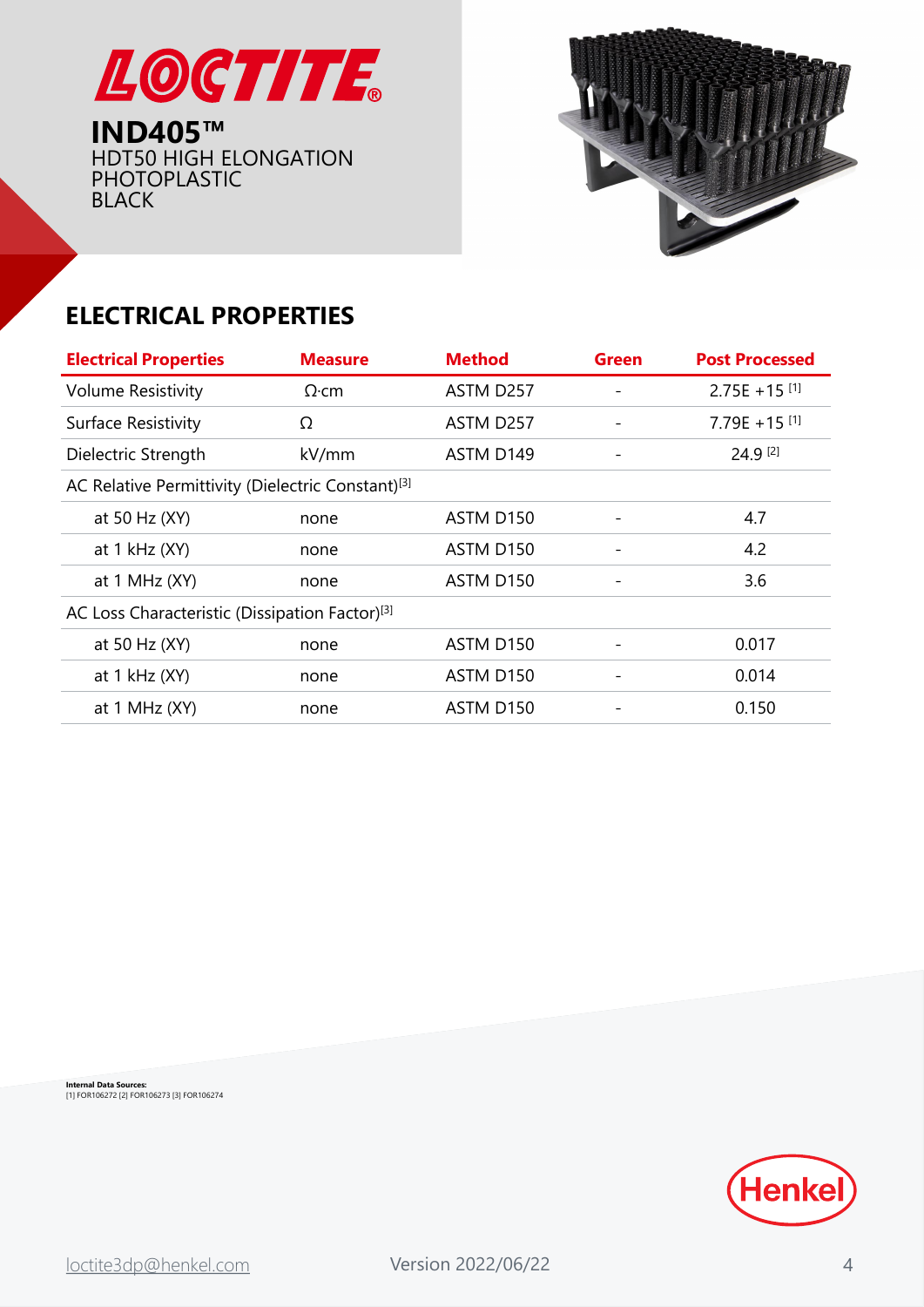LOCTITE

**IND405™**
HDT50 HIGH ELONGATION
PHOTOPLASTIC
BLACK

## ELECTRICAL PROPERTIES

| Electrical Properties | Measure | Method | Green | Post Processed |
|---|---|---|---|---|
| Volume Resistivity | Ω·cm | ASTM D257 | - | 2.75E +15 [1] |
| Surface Resistivity | Ω | ASTM D257 | - | 7.79E +15 [1] |
| Dielectric Strength | kV/mm | ASTM D149 | - | 24.9 [2] |
| AC Relative Permittivity (Dielectric Constant)[3] | | | | |
| at 50 Hz (XY) | none | ASTM D150 | - | 4.7 |
| at 1 kHz (XY) | none | ASTM D150 | - | 4.2 |
| at 1 MHz (XY) | none | ASTM D150 | - | 3.6 |
| AC Loss Characteristic (Dissipation Factor)[3] | | | | |
| at 50 Hz (XY) | none | ASTM D150 | - | 0.017 |
| at 1 kHz (XY) | none | ASTM D150 | - | 0.014 |
| at 1 MHz (XY) | none | ASTM D150 | - | 0.150 |

**Internal Data Sources:**
[1] FOR106272 [2] FOR106273 [3] FOR106274

Henkel

loctite3dp@henkel.com Version 2022/06/22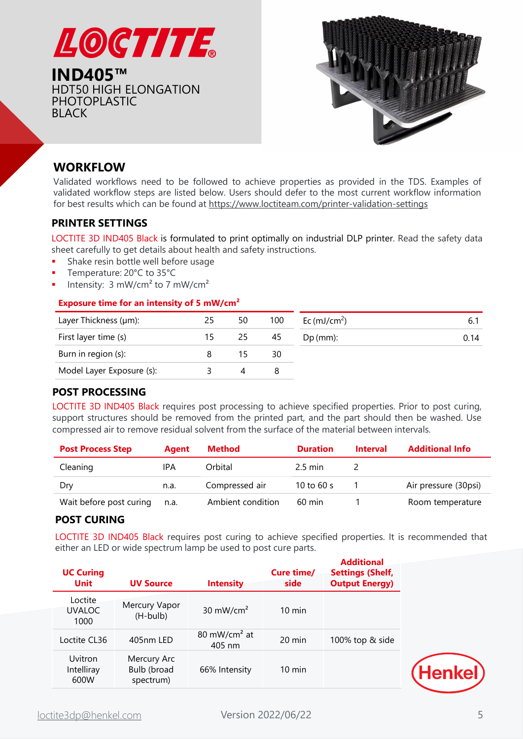LOCTITE

# IND405™

HDT50 HIGH ELONGATION PHOTOPLASTIC
BLACK

## WORKFLOW

Validated workflows need to be followed to achieve properties as provided in the TDS. Examples of validated workflow steps are listed below. Users should defer to the most current workflow information for best results which can be found at https://www.loctiteam.com/printer-validation-settings

### PRINTER SETTINGS

LOCTITE 3D IND405 Black is formulated to print optimally on industrial DLP printer. Read the safety data sheet carefully to get details about health and safety instructions.

- Shake resin bottle well before usage
- Temperature: 20°C to 35°C
- Intensity: 3 mW/cm² to 7 mW/cm²

**Exposure time for an intensity of 5 mW/cm²**

| Layer Thickness (µm): | 25 | 50 | 100 |
|---|---|---|---|
| First layer time (s) | 15 | 25 | 45 |
| Burn in region (s): | 8 | 15 | 30 |
| Model Layer Exposure (s): | 3 | 4 | 8 |

| Ec (mJ/cm²) | 6.1 |
|---|---|
| Dp (mm): | 0.14 |

### POST PROCESSING

LOCTITE 3D IND405 Black requires post processing to achieve specified properties. Prior to post curing, support structures should be removed from the printed part, and the part should then be washed. Use compressed air to remove residual solvent from the surface of the material between intervals.

| Post Process Step | Agent | Method | Duration | Interval | Additional Info |
|---|---|---|---|---|---|
| Cleaning | IPA | Orbital | 2.5 min | 2 | |
| Dry | n.a. | Compressed air | 10 to 60 s | 1 | Air pressure (30psi) |
| Wait before post curing | n.a. | Ambient condition | 60 min | 1 | Room temperature |

### POST CURING

LOCTITE 3D IND405 Black requires post curing to achieve specified properties. It is recommended that either an LED or wide spectrum lamp be used to post cure parts.

| UC Curing Unit | UV Source | Intensity | Cure time/ side | Additional Settings (Shelf, Output Energy) |
|---|---|---|---|---|
| Loctite UVALOC 1000 | Mercury Vapor (H-bulb) | 30 mW/cm² | 10 min | |
| Loctite CL36 | 405nm LED | 80 mW/cm² at 405 nm | 20 min | 100% top & side |
| Uvitron Intelliray 600W | Mercury Arc Bulb (broad spectrum) | 66% Intensity | 10 min | |

loctite3dp@henkel.com

Version 2022/06/22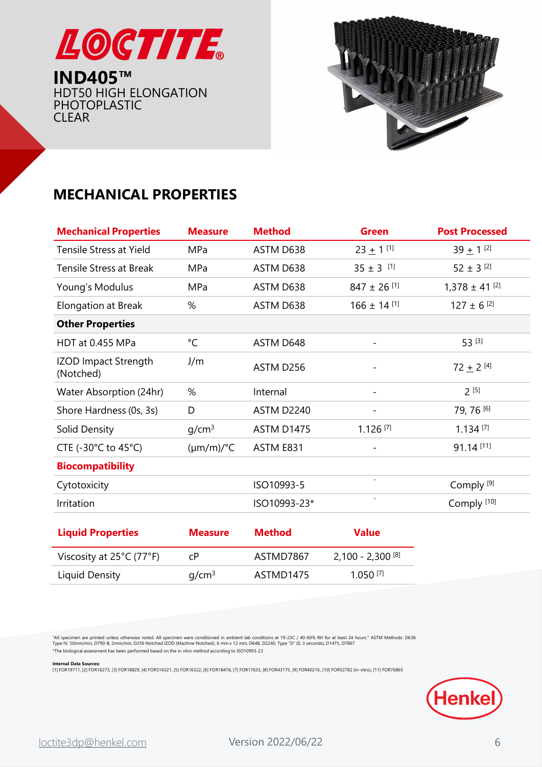# LOCTITE

**IND405™**
HDT50 HIGH ELONGATION PHOTOPLASTIC
CLEAR

## MECHANICAL PROPERTIES

| Mechanical Properties | Measure | Method | Green | Post Processed |
|---|---|---|---|---|
| Tensile Stress at Yield | MPa | ASTM D638 | 23 ± 1 [1] | 39 ± 1 [2] |
| Tensile Stress at Break | MPa | ASTM D638 | 35 ± 3 [1] | 52 ± 3 [2] |
| Young's Modulus | MPa | ASTM D638 | 847 ± 26 [1] | 1,378 ± 41 [2] |
| Elongation at Break | % | ASTM D638 | 166 ± 14 [1] | 127 ± 6 [2] |
| **Other Properties** | | | | |
| HDT at 0.455 MPa | °C | ASTM D648 | - | 53 [3] |
| IZOD Impact Strength (Notched) | J/m | ASTM D256 | - | 72 ± 2 [4] |
| Water Absorption (24hr) | % | Internal | - | 2 [5] |
| Shore Hardness (0s, 3s) | D | ASTM D2240 | - | 79, 76 [6] |
| Solid Density | g/cm³ | ASTM D1475 | 1.126 [7] | 1.134 [7] |
| CTE (-30°C to 45°C) | (µm/m)/°C | ASTM E831 | - | 91.14 [11] |
| **Biocompatibility** | | | | |
| Cytotoxicity | | ISO10993-5 | - | Comply [9] |
| Irritation | | ISO10993-23* | - | Comply [10] |

| Liquid Properties | Measure | Method | Value |
|---|---|---|---|
| Viscosity at 25°C (77°F) | cP | ASTMD7867 | 2,100 - 2,300 [8] |
| Liquid Density | g/cm³ | ASTMD1475 | 1.050 [7] |

"All specimen are printed unless otherwise noted. All specimen were conditioned in ambient lab conditions at 19-23C / 40-60% RH for at least 24 hours." ASTM Methods: D638 Type IV, 50mm/min, D790-B, 2mm/min, D256 Notched IZOD (Machine Notched), 6 mm x 12 mm, D648, D2240, Type "D" (0, 3 seconds), D1475, D7867

*The biological assessment has been performed based on the in vitro method according to ISO10993-23

**Internal Data Sources:**
[1] FOR19711, [2] FOR16273, [3] FOR18829, [4] FOR516321, [5] FOR16322, [6] FOR18476, [7] FOR17633, [8] FOR43175, [9] FOR40216, [10] FOR52782 (in-vitro), [11] FOR76865

Henkel

loctite3dp@henkel.com

Version 2022/06/22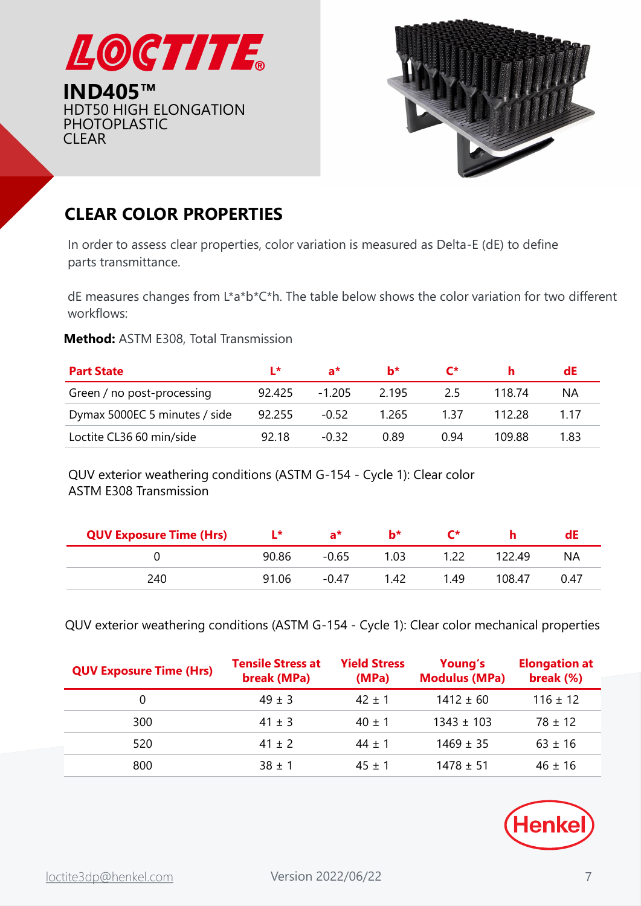# LOCTITE®

**IND405™**
HDT50 HIGH ELONGATION PHOTOPLASTIC
CLEAR

## CLEAR COLOR PROPERTIES

In order to assess clear properties, color variation is measured as Delta-E (dE) to define parts transmittance.

dE measures changes from L*a*b*C*h. The table below shows the color variation for two different workflows:

**Method:** ASTM E308, Total Transmission

| Part State | L* | a* | b* | C* | h | dE |
|---|---|---|---|---|---|---|
| Green / no post-processing | 92.425 | -1.205 | 2.195 | 2.5 | 118.74 | NA |
| Dymax 5000EC 5 minutes / side | 92.255 | -0.52 | 1.265 | 1.37 | 112.28 | 1.17 |
| Loctite CL36 60 min/side | 92.18 | -0.32 | 0.89 | 0.94 | 109.88 | 1.83 |

QUV exterior weathering conditions (ASTM G-154 - Cycle 1): Clear color
ASTM E308 Transmission

| QUV Exposure Time (Hrs) | L* | a* | b* | C* | h | dE |
|---|---|---|---|---|---|---|
| 0 | 90.86 | -0.65 | 1.03 | 1.22 | 122.49 | NA |
| 240 | 91.06 | -0.47 | 1.42 | 1.49 | 108.47 | 0.47 |

QUV exterior weathering conditions (ASTM G-154 - Cycle 1): Clear color mechanical properties

| QUV Exposure Time (Hrs) | Tensile Stress at break (MPa) | Yield Stress (MPa) | Young's Modulus (MPa) | Elongation at break (%) |
|---|---|---|---|---|
| 0 | 49 ± 3 | 42 ± 1 | 1412 ± 60 | 116 ± 12 |
| 300 | 41 ± 3 | 40 ± 1 | 1343 ± 103 | 78 ± 12 |
| 520 | 41 ± 2 | 44 ± 1 | 1469 ± 35 | 63 ± 16 |
| 800 | 38 ± 1 | 45 ± 1 | 1478 ± 51 | 46 ± 16 |

Henkel

loctite3dp@henkel.com Version 2022/06/22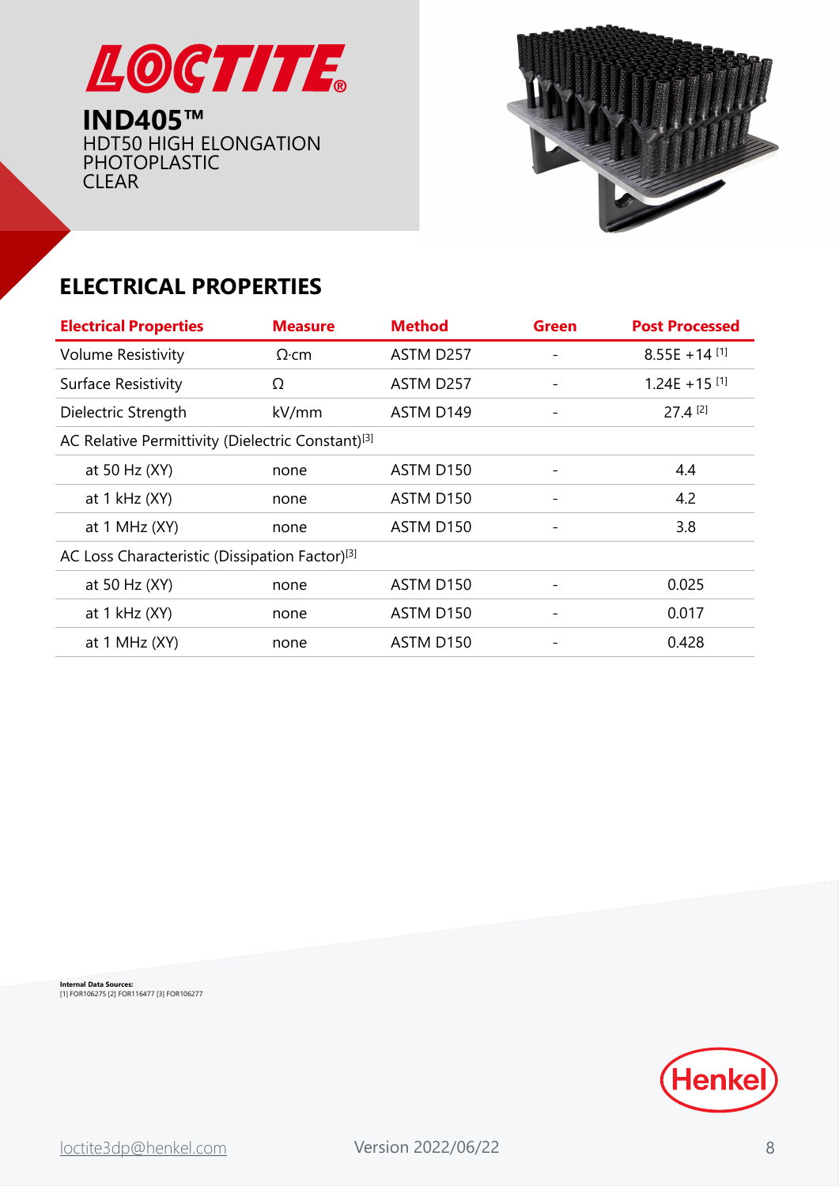# LOCTITE

**IND405™**
HDT50 HIGH ELONGATION PHOTOPLASTIC
CLEAR

## ELECTRICAL PROPERTIES

| Electrical Properties | Measure | Method | Green | Post Processed |
|---|---|---|---|---|
| Volume Resistivity | Ω·cm | ASTM D257 | - | 8.55E +14 [1] |
| Surface Resistivity | Ω | ASTM D257 | - | 1.24E +15 [1] |
| Dielectric Strength | kV/mm | ASTM D149 | - | 27.4 [2] |
| AC Relative Permittivity (Dielectric Constant)[3] | | | | |
| at 50 Hz (XY) | none | ASTM D150 | - | 4.4 |
| at 1 kHz (XY) | none | ASTM D150 | - | 4.2 |
| at 1 MHz (XY) | none | ASTM D150 | - | 3.8 |
| AC Loss Characteristic (Dissipation Factor)[3] | | | | |
| at 50 Hz (XY) | none | ASTM D150 | - | 0.025 |
| at 1 kHz (XY) | none | ASTM D150 | - | 0.017 |
| at 1 MHz (XY) | none | ASTM D150 | - | 0.428 |

**Internal Data Sources:**
[1] FOR106275 [2] FOR116477 [3] FOR106277

loctite3dp@henkel.com

Version 2022/06/22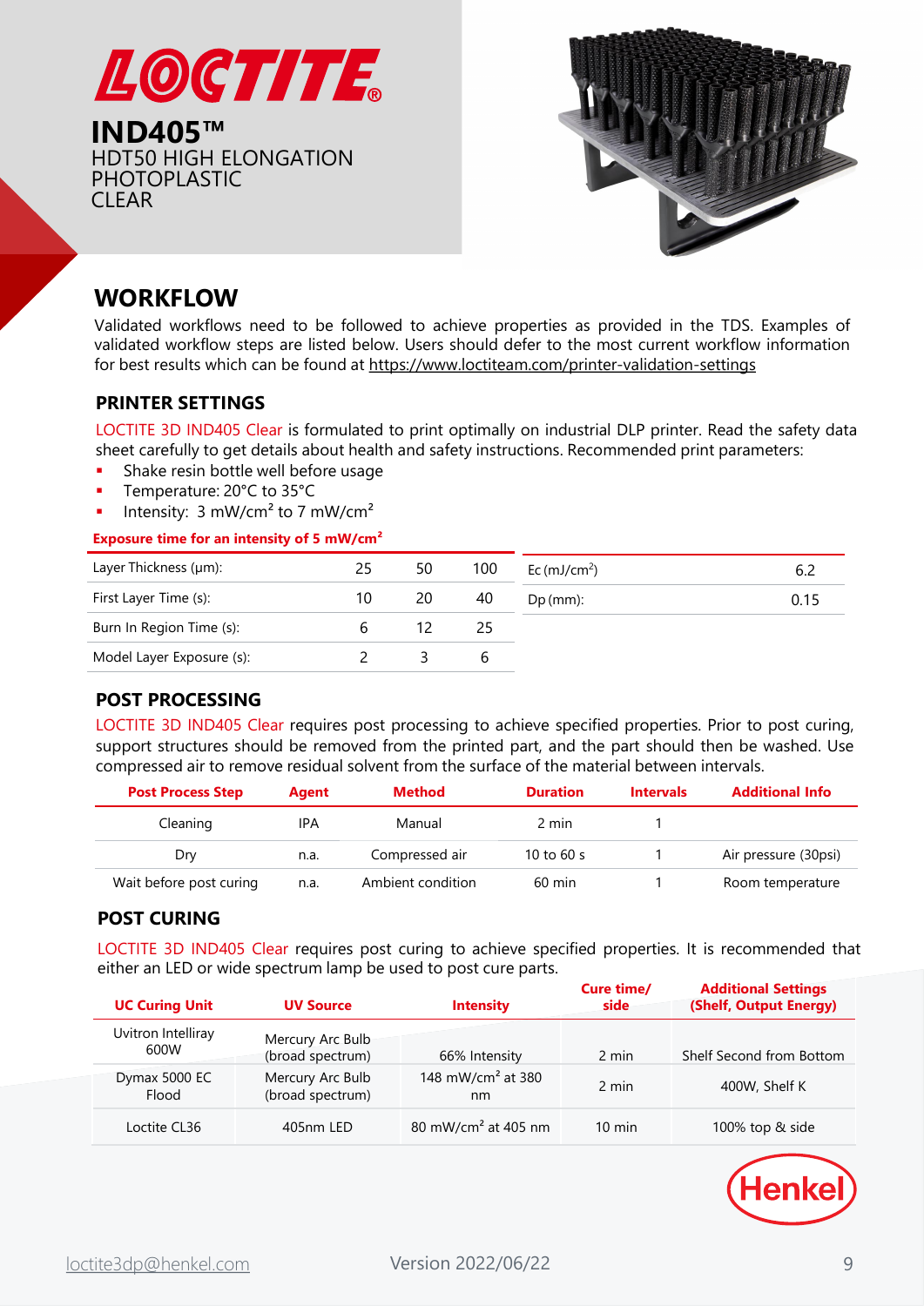LOCTITE®

**IND405™**
HDT50 HIGH ELONGATION PHOTOPLASTIC
CLEAR

## WORKFLOW

Validated workflows need to be followed to achieve properties as provided in the TDS. Examples of validated workflow steps are listed below. Users should defer to the most current workflow information for best results which can be found at https://www.loctiteam.com/printer-validation-settings

### PRINTER SETTINGS

LOCTITE 3D IND405 Clear is formulated to print optimally on industrial DLP printer. Read the safety data sheet carefully to get details about health and safety instructions. Recommended print parameters:

- Shake resin bottle well before usage
- Temperature: 20°C to 35°C
- Intensity: 3 mW/cm² to 7 mW/cm²

**Exposure time for an intensity of 5 mW/cm²**

| Layer Thickness (µm): | 25 | 50 | 100 |
|---|---|---|---|
| First Layer Time (s): | 10 | 20 | 40 |
| Burn In Region Time (s): | 6 | 12 | 25 |
| Model Layer Exposure (s): | 2 | 3 | 6 |

| Ec (mJ/cm²) | 6.2 |
|---|---|
| Dp (mm): | 0.15 |

### POST PROCESSING

LOCTITE 3D IND405 Clear requires post processing to achieve specified properties. Prior to post curing, support structures should be removed from the printed part, and the part should then be washed. Use compressed air to remove residual solvent from the surface of the material between intervals.

| Post Process Step | Agent | Method | Duration | Intervals | Additional Info |
|---|---|---|---|---|---|
| Cleaning | IPA | Manual | 2 min | 1 | |
| Dry | n.a. | Compressed air | 10 to 60 s | 1 | Air pressure (30psi) |
| Wait before post curing | n.a. | Ambient condition | 60 min | 1 | Room temperature |

### POST CURING

LOCTITE 3D IND405 Clear requires post curing to achieve specified properties. It is recommended that either an LED or wide spectrum lamp be used to post cure parts.

| UC Curing Unit | UV Source | Intensity | Cure time/ side | Additional Settings (Shelf, Output Energy) |
|---|---|---|---|---|
| Uvitron Intelliray 600W | Mercury Arc Bulb (broad spectrum) | 66% Intensity | 2 min | Shelf Second from Bottom |
| Dymax 5000 EC Flood | Mercury Arc Bulb (broad spectrum) | 148 mW/cm² at 380 nm | 2 min | 400W, Shelf K |
| Loctite CL36 | 405nm LED | 80 mW/cm² at 405 nm | 10 min | 100% top & side |

Henkel

loctite3dp@henkel.com Version 2022/06/22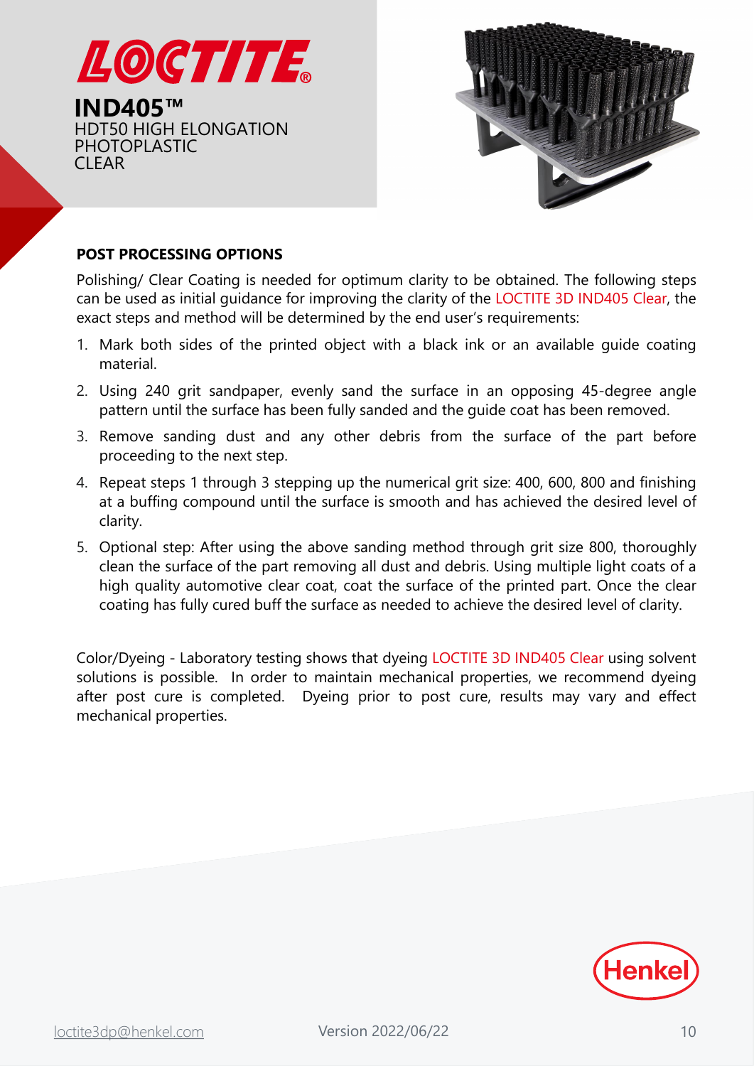**IND405™**
HDT50 HIGH ELONGATION
PHOTOPLASTIC
CLEAR

## POST PROCESSING OPTIONS

Polishing/ Clear Coating is needed for optimum clarity to be obtained. The following steps can be used as initial guidance for improving the clarity of the LOCTITE 3D IND405 Clear, the exact steps and method will be determined by the end user's requirements:

1. Mark both sides of the printed object with a black ink or an available guide coating material.
2. Using 240 grit sandpaper, evenly sand the surface in an opposing 45-degree angle pattern until the surface has been fully sanded and the guide coat has been removed.
3. Remove sanding dust and any other debris from the surface of the part before proceeding to the next step.
4. Repeat steps 1 through 3 stepping up the numerical grit size: 400, 600, 800 and finishing at a buffing compound until the surface is smooth and has achieved the desired level of clarity.
5. Optional step: After using the above sanding method through grit size 800, thoroughly clean the surface of the part removing all dust and debris. Using multiple light coats of a high quality automotive clear coat, coat the surface of the printed part. Once the clear coating has fully cured buff the surface as needed to achieve the desired level of clarity.

Color/Dyeing - Laboratory testing shows that dyeing LOCTITE 3D IND405 Clear using solvent solutions is possible. In order to maintain mechanical properties, we recommend dyeing after post cure is completed. Dyeing prior to post cure, results may vary and effect mechanical properties.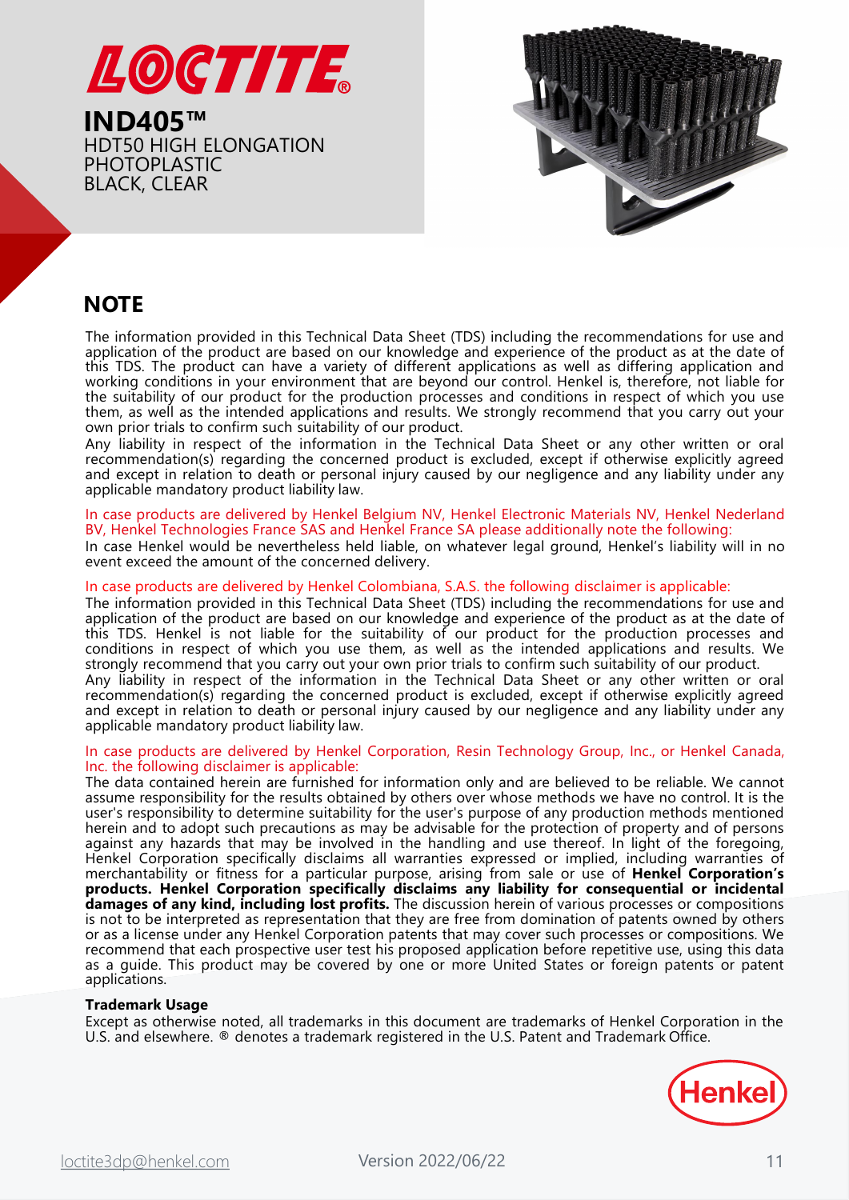**LOCTITE®**

**IND405™**
HDT50 HIGH ELONGATION
PHOTOPLASTIC
BLACK, CLEAR

## NOTE

The information provided in this Technical Data Sheet (TDS) including the recommendations for use and application of the product are based on our knowledge and experience of the product as at the date of this TDS. The product can have a variety of different applications as well as differing application and working conditions in your environment that are beyond our control. Henkel is, therefore, not liable for the suitability of our product for the production processes and conditions in respect of which you use them, as well as the intended applications and results. We strongly recommend that you carry out your own prior trials to confirm such suitability of our product.
Any liability in respect of the information in the Technical Data Sheet or any other written or oral recommendation(s) regarding the concerned product is excluded, except if otherwise explicitly agreed and except in relation to death or personal injury caused by our negligence and any liability under any applicable mandatory product liability law.

In case products are delivered by Henkel Belgium NV, Henkel Electronic Materials NV, Henkel Nederland BV, Henkel Technologies France SAS and Henkel France SA please additionally note the following:
In case Henkel would be nevertheless held liable, on whatever legal ground, Henkel's liability will in no event exceed the amount of the concerned delivery.

In case products are delivered by Henkel Colombiana, S.A.S. the following disclaimer is applicable:
The information provided in this Technical Data Sheet (TDS) including the recommendations for use and application of the product are based on our knowledge and experience of the product as at the date of this TDS. Henkel is not liable for the suitability of our product for the production processes and conditions in respect of which you use them, as well as the intended applications and results. We strongly recommend that you carry out your own prior trials to confirm such suitability of our product.
Any liability in respect of the information in the Technical Data Sheet or any other written or oral recommendation(s) regarding the concerned product is excluded, except if otherwise explicitly agreed and except in relation to death or personal injury caused by our negligence and any liability under any applicable mandatory product liability law.

In case products are delivered by Henkel Corporation, Resin Technology Group, Inc., or Henkel Canada, Inc. the following disclaimer is applicable:
The data contained herein are furnished for information only and are believed to be reliable. We cannot assume responsibility for the results obtained by others over whose methods we have no control. It is the user's responsibility to determine suitability for the user's purpose of any production methods mentioned herein and to adopt such precautions as may be advisable for the protection of property and of persons against any hazards that may be involved in the handling and use thereof. In light of the foregoing, Henkel Corporation specifically disclaims all warranties expressed or implied, including warranties of merchantability or fitness for a particular purpose, arising from sale or use of **Henkel Corporation's products. Henkel Corporation specifically disclaims any liability for consequential or incidental damages of any kind, including lost profits.** The discussion herein of various processes or compositions is not to be interpreted as representation that they are free from domination of patents owned by others or as a license under any Henkel Corporation patents that may cover such processes or compositions. We recommend that each prospective user test his proposed application before repetitive use, using this data as a guide. This product may be covered by one or more United States or foreign patents or patent applications.

**Trademark Usage**
Except as otherwise noted, all trademarks in this document are trademarks of Henkel Corporation in the U.S. and elsewhere. ® denotes a trademark registered in the U.S. Patent and Trademark Office.

loctite3dp@henkel.com

Version 2022/06/22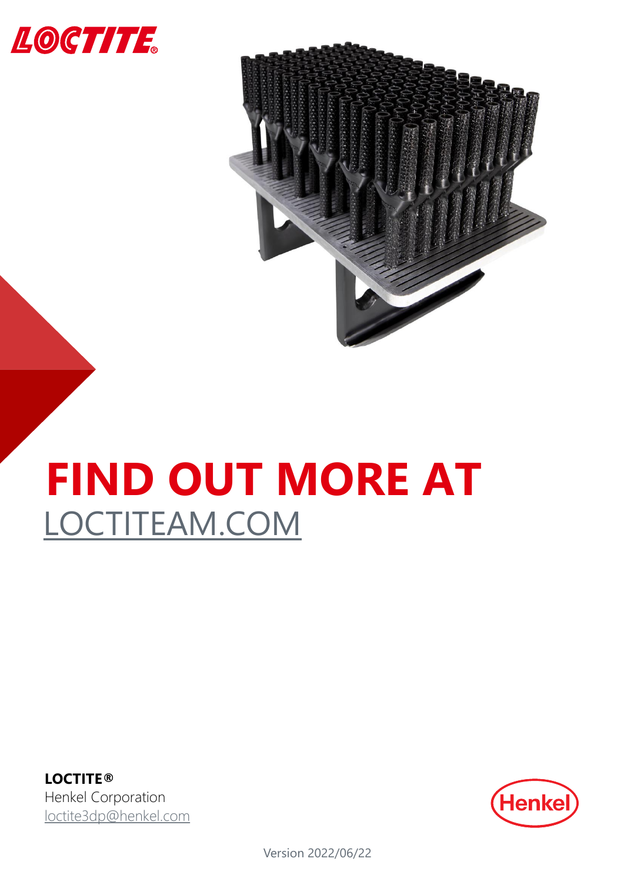LOCTITE

# FIND OUT MORE AT

LOCTITEAM.COM

**LOCTITE®**
Henkel Corporation
loctite3dp@henkel.com

Henkel

Version 2022/06/22